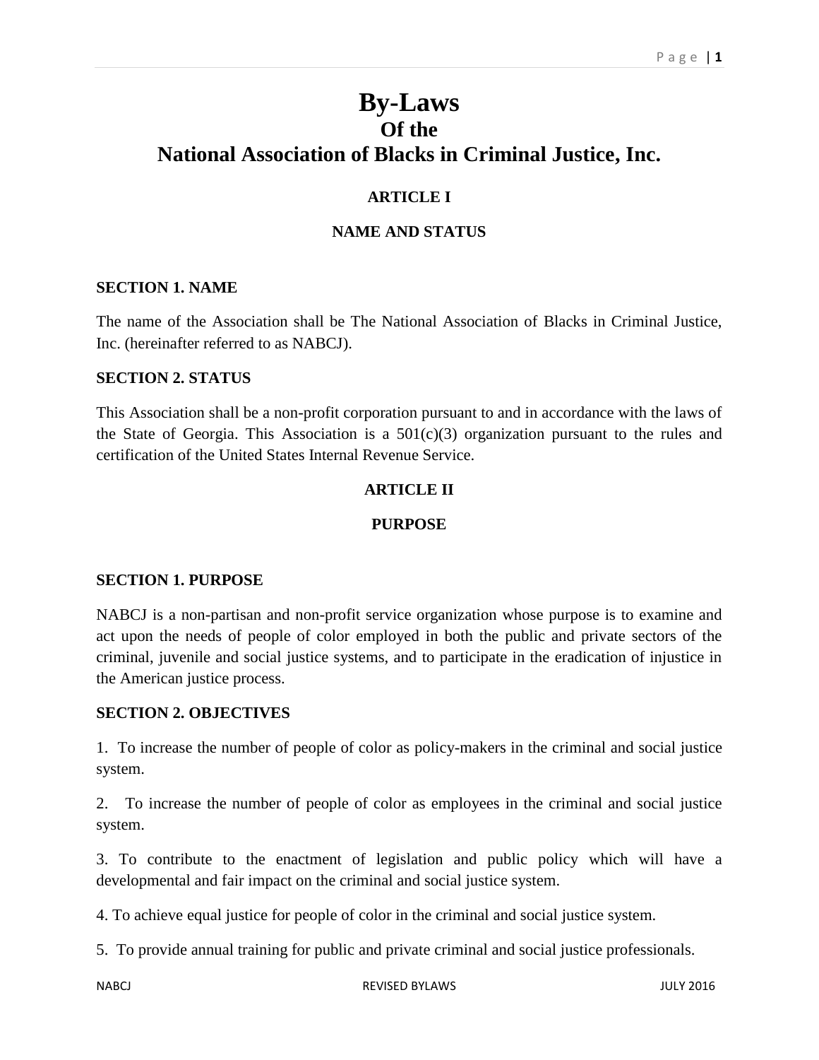# By-Laws
## Of the
## National Association of Blacks in Criminal Justice, Inc.

### ARTICLE I

### NAME AND STATUS

**SECTION 1. NAME**

The name of the Association shall be The National Association of Blacks in Criminal Justice, Inc. (hereinafter referred to as NABCJ).

**SECTION 2. STATUS**

This Association shall be a non-profit corporation pursuant to and in accordance with the laws of the State of Georgia. This Association is a 501(c)(3) organization pursuant to the rules and certification of the United States Internal Revenue Service.

### ARTICLE II

### PURPOSE

**SECTION 1. PURPOSE**

NABCJ is a non-partisan and non-profit service organization whose purpose is to examine and act upon the needs of people of color employed in both the public and private sectors of the criminal, juvenile and social justice systems, and to participate in the eradication of injustice in the American justice process.

**SECTION 2. OBJECTIVES**

1. To increase the number of people of color as policy-makers in the criminal and social justice system.

2. To increase the number of people of color as employees in the criminal and social justice system.

3. To contribute to the enactment of legislation and public policy which will have a developmental and fair impact on the criminal and social justice system.

4. To achieve equal justice for people of color in the criminal and social justice system.

5. To provide annual training for public and private criminal and social justice professionals.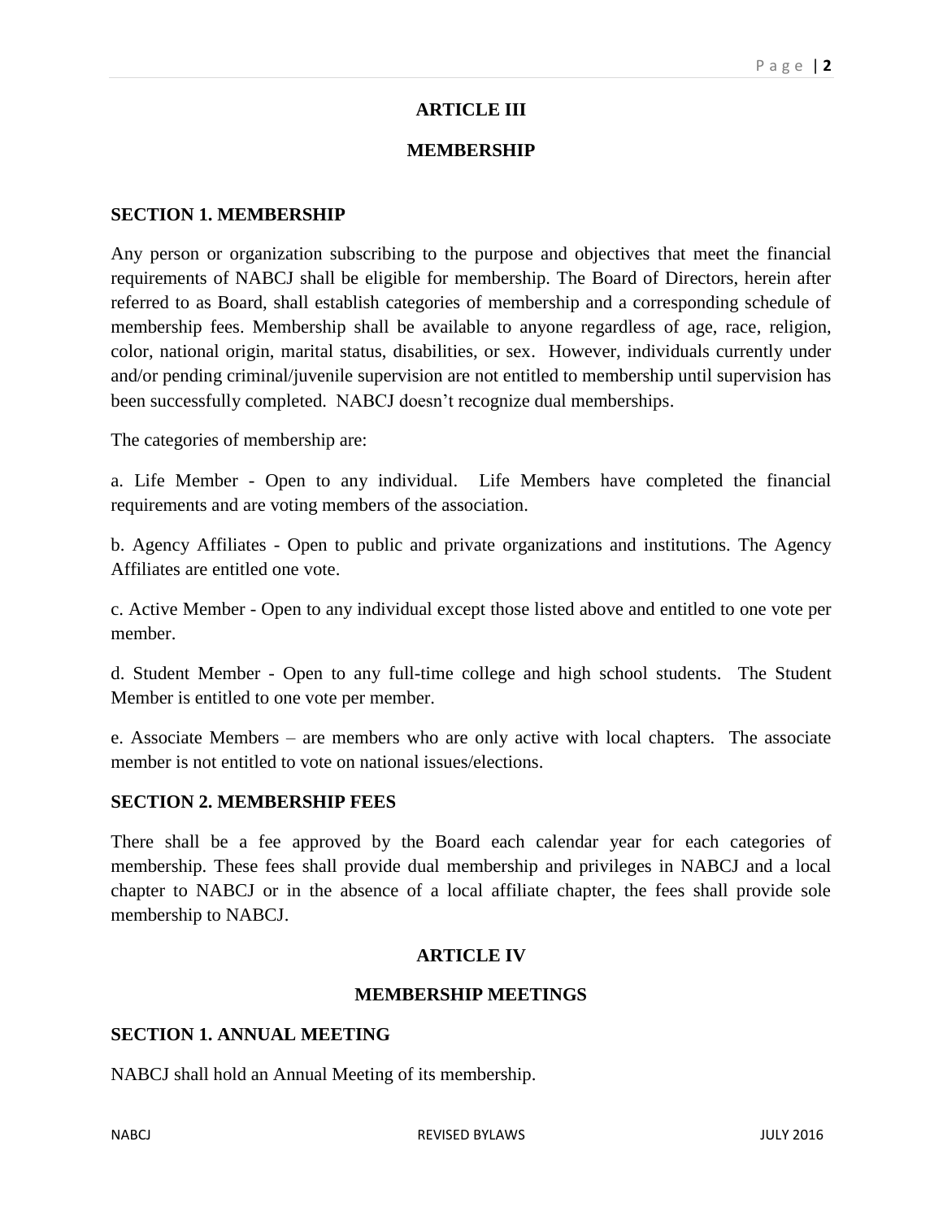## ARTICLE III

## MEMBERSHIP

### SECTION 1. MEMBERSHIP

Any person or organization subscribing to the purpose and objectives that meet the financial requirements of NABCJ shall be eligible for membership. The Board of Directors, herein after referred to as Board, shall establish categories of membership and a corresponding schedule of membership fees. Membership shall be available to anyone regardless of age, race, religion, color, national origin, marital status, disabilities, or sex. However, individuals currently under and/or pending criminal/juvenile supervision are not entitled to membership until supervision has been successfully completed. NABCJ doesn't recognize dual memberships.

The categories of membership are:

a. Life Member - Open to any individual. Life Members have completed the financial requirements and are voting members of the association.

b. Agency Affiliates - Open to public and private organizations and institutions. The Agency Affiliates are entitled one vote.

c. Active Member - Open to any individual except those listed above and entitled to one vote per member.

d. Student Member - Open to any full-time college and high school students. The Student Member is entitled to one vote per member.

e. Associate Members – are members who are only active with local chapters. The associate member is not entitled to vote on national issues/elections.

### SECTION 2. MEMBERSHIP FEES

There shall be a fee approved by the Board each calendar year for each categories of membership. These fees shall provide dual membership and privileges in NABCJ and a local chapter to NABCJ or in the absence of a local affiliate chapter, the fees shall provide sole membership to NABCJ.

## ARTICLE IV

## MEMBERSHIP MEETINGS

### SECTION 1. ANNUAL MEETING

NABCJ shall hold an Annual Meeting of its membership.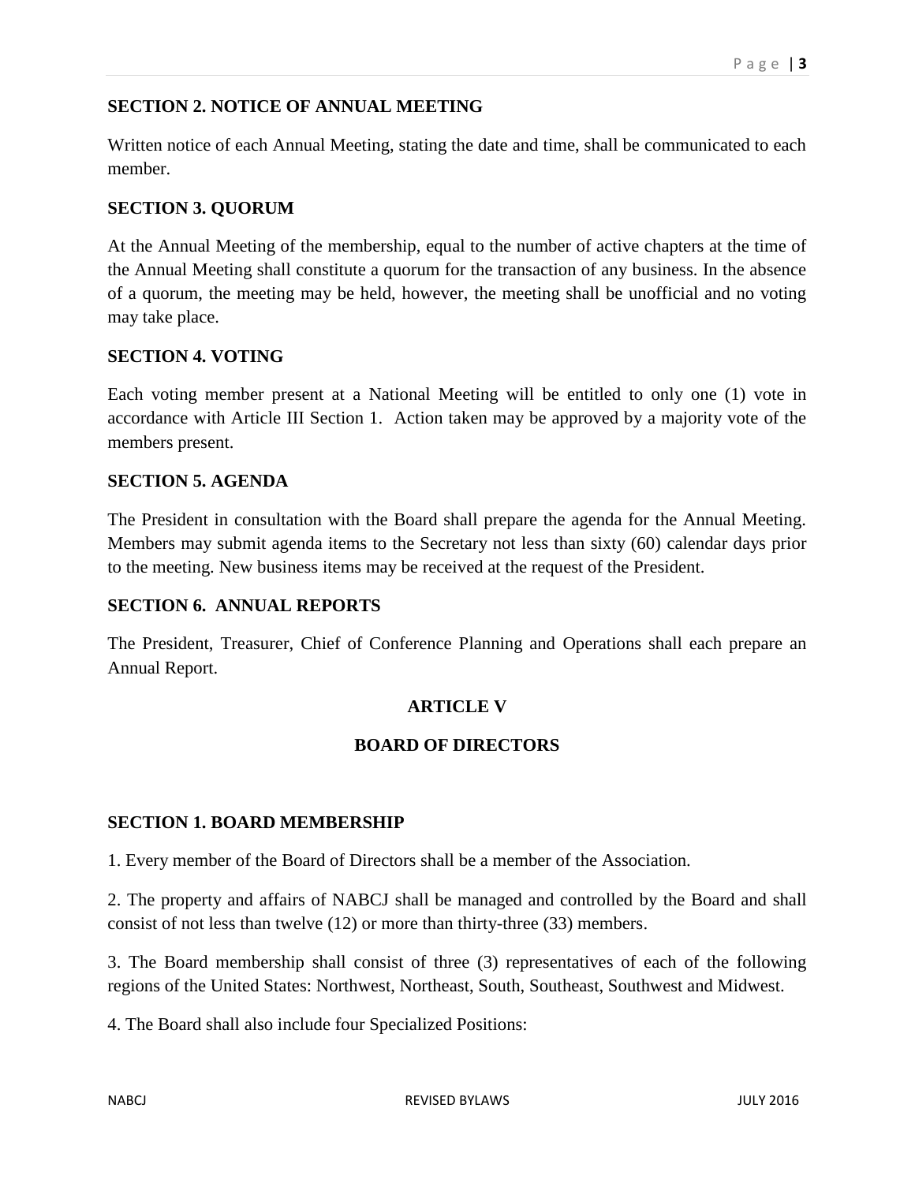**SECTION 2. NOTICE OF ANNUAL MEETING**

Written notice of each Annual Meeting, stating the date and time, shall be communicated to each member.

**SECTION 3. QUORUM**

At the Annual Meeting of the membership, equal to the number of active chapters at the time of the Annual Meeting shall constitute a quorum for the transaction of any business. In the absence of a quorum, the meeting may be held, however, the meeting shall be unofficial and no voting may take place.

**SECTION 4. VOTING**

Each voting member present at a National Meeting will be entitled to only one (1) vote in accordance with Article III Section 1. Action taken may be approved by a majority vote of the members present.

**SECTION 5. AGENDA**

The President in consultation with the Board shall prepare the agenda for the Annual Meeting. Members may submit agenda items to the Secretary not less than sixty (60) calendar days prior to the meeting. New business items may be received at the request of the President.

**SECTION 6. ANNUAL REPORTS**

The President, Treasurer, Chief of Conference Planning and Operations shall each prepare an Annual Report.

## ARTICLE V

## BOARD OF DIRECTORS

**SECTION 1. BOARD MEMBERSHIP**

1. Every member of the Board of Directors shall be a member of the Association.

2. The property and affairs of NABCJ shall be managed and controlled by the Board and shall consist of not less than twelve (12) or more than thirty-three (33) members.

3. The Board membership shall consist of three (3) representatives of each of the following regions of the United States: Northwest, Northeast, South, Southeast, Southwest and Midwest.

4. The Board shall also include four Specialized Positions: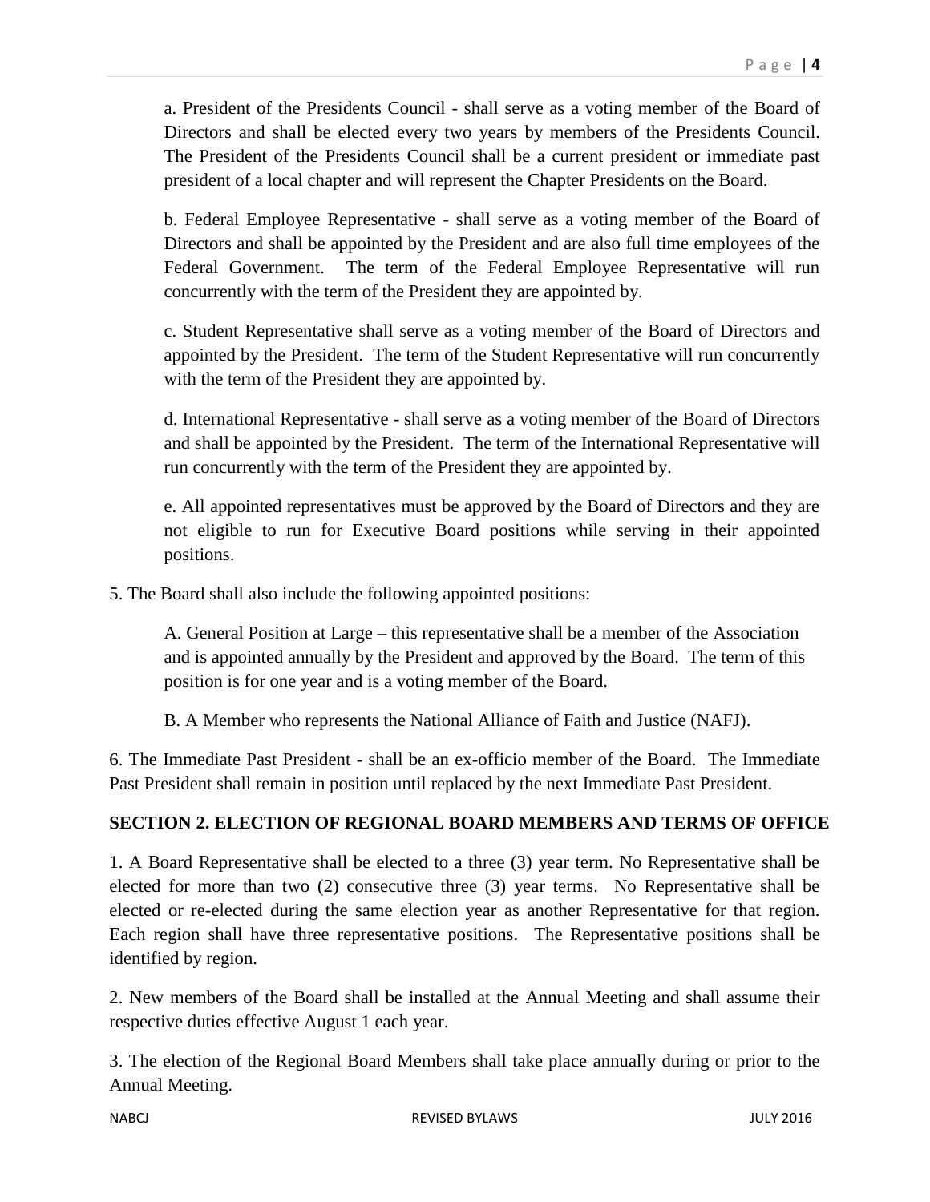a. President of the Presidents Council - shall serve as a voting member of the Board of Directors and shall be elected every two years by members of the Presidents Council. The President of the Presidents Council shall be a current president or immediate past president of a local chapter and will represent the Chapter Presidents on the Board.

b. Federal Employee Representative - shall serve as a voting member of the Board of Directors and shall be appointed by the President and are also full time employees of the Federal Government. The term of the Federal Employee Representative will run concurrently with the term of the President they are appointed by.

c. Student Representative shall serve as a voting member of the Board of Directors and appointed by the President. The term of the Student Representative will run concurrently with the term of the President they are appointed by.

d. International Representative - shall serve as a voting member of the Board of Directors and shall be appointed by the President. The term of the International Representative will run concurrently with the term of the President they are appointed by.

e. All appointed representatives must be approved by the Board of Directors and they are not eligible to run for Executive Board positions while serving in their appointed positions.

5. The Board shall also include the following appointed positions:

A. General Position at Large – this representative shall be a member of the Association and is appointed annually by the President and approved by the Board. The term of this position is for one year and is a voting member of the Board.

B. A Member who represents the National Alliance of Faith and Justice (NAFJ).

6. The Immediate Past President - shall be an ex-officio member of the Board. The Immediate Past President shall remain in position until replaced by the next Immediate Past President.

**SECTION 2. ELECTION OF REGIONAL BOARD MEMBERS AND TERMS OF OFFICE**

1. A Board Representative shall be elected to a three (3) year term. No Representative shall be elected for more than two (2) consecutive three (3) year terms. No Representative shall be elected or re-elected during the same election year as another Representative for that region. Each region shall have three representative positions. The Representative positions shall be identified by region.

2. New members of the Board shall be installed at the Annual Meeting and shall assume their respective duties effective August 1 each year.

3. The election of the Regional Board Members shall take place annually during or prior to the Annual Meeting.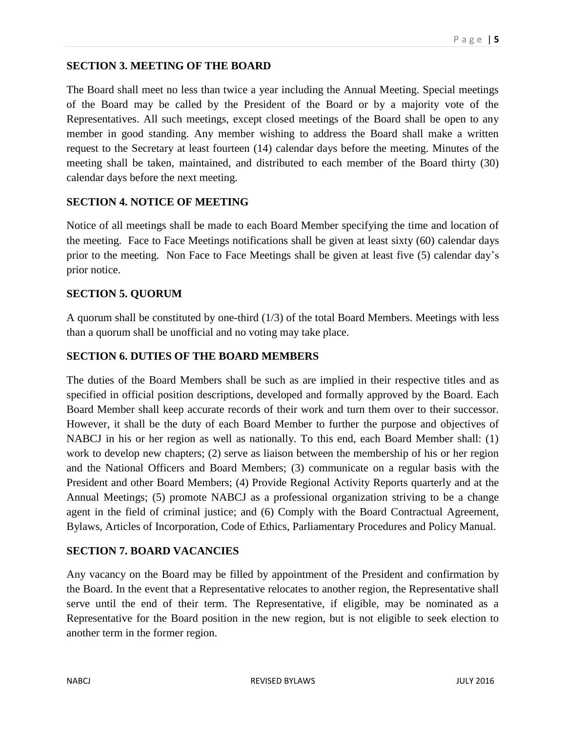## SECTION 3. MEETING OF THE BOARD

The Board shall meet no less than twice a year including the Annual Meeting. Special meetings of the Board may be called by the President of the Board or by a majority vote of the Representatives. All such meetings, except closed meetings of the Board shall be open to any member in good standing. Any member wishing to address the Board shall make a written request to the Secretary at least fourteen (14) calendar days before the meeting. Minutes of the meeting shall be taken, maintained, and distributed to each member of the Board thirty (30) calendar days before the next meeting.

## SECTION 4. NOTICE OF MEETING

Notice of all meetings shall be made to each Board Member specifying the time and location of the meeting. Face to Face Meetings notifications shall be given at least sixty (60) calendar days prior to the meeting. Non Face to Face Meetings shall be given at least five (5) calendar day's prior notice.

## SECTION 5. QUORUM

A quorum shall be constituted by one-third (1/3) of the total Board Members. Meetings with less than a quorum shall be unofficial and no voting may take place.

## SECTION 6. DUTIES OF THE BOARD MEMBERS

The duties of the Board Members shall be such as are implied in their respective titles and as specified in official position descriptions, developed and formally approved by the Board. Each Board Member shall keep accurate records of their work and turn them over to their successor. However, it shall be the duty of each Board Member to further the purpose and objectives of NABCJ in his or her region as well as nationally. To this end, each Board Member shall: (1) work to develop new chapters; (2) serve as liaison between the membership of his or her region and the National Officers and Board Members; (3) communicate on a regular basis with the President and other Board Members; (4) Provide Regional Activity Reports quarterly and at the Annual Meetings; (5) promote NABCJ as a professional organization striving to be a change agent in the field of criminal justice; and (6) Comply with the Board Contractual Agreement, Bylaws, Articles of Incorporation, Code of Ethics, Parliamentary Procedures and Policy Manual.

## SECTION 7. BOARD VACANCIES

Any vacancy on the Board may be filled by appointment of the President and confirmation by the Board. In the event that a Representative relocates to another region, the Representative shall serve until the end of their term. The Representative, if eligible, may be nominated as a Representative for the Board position in the new region, but is not eligible to seek election to another term in the former region.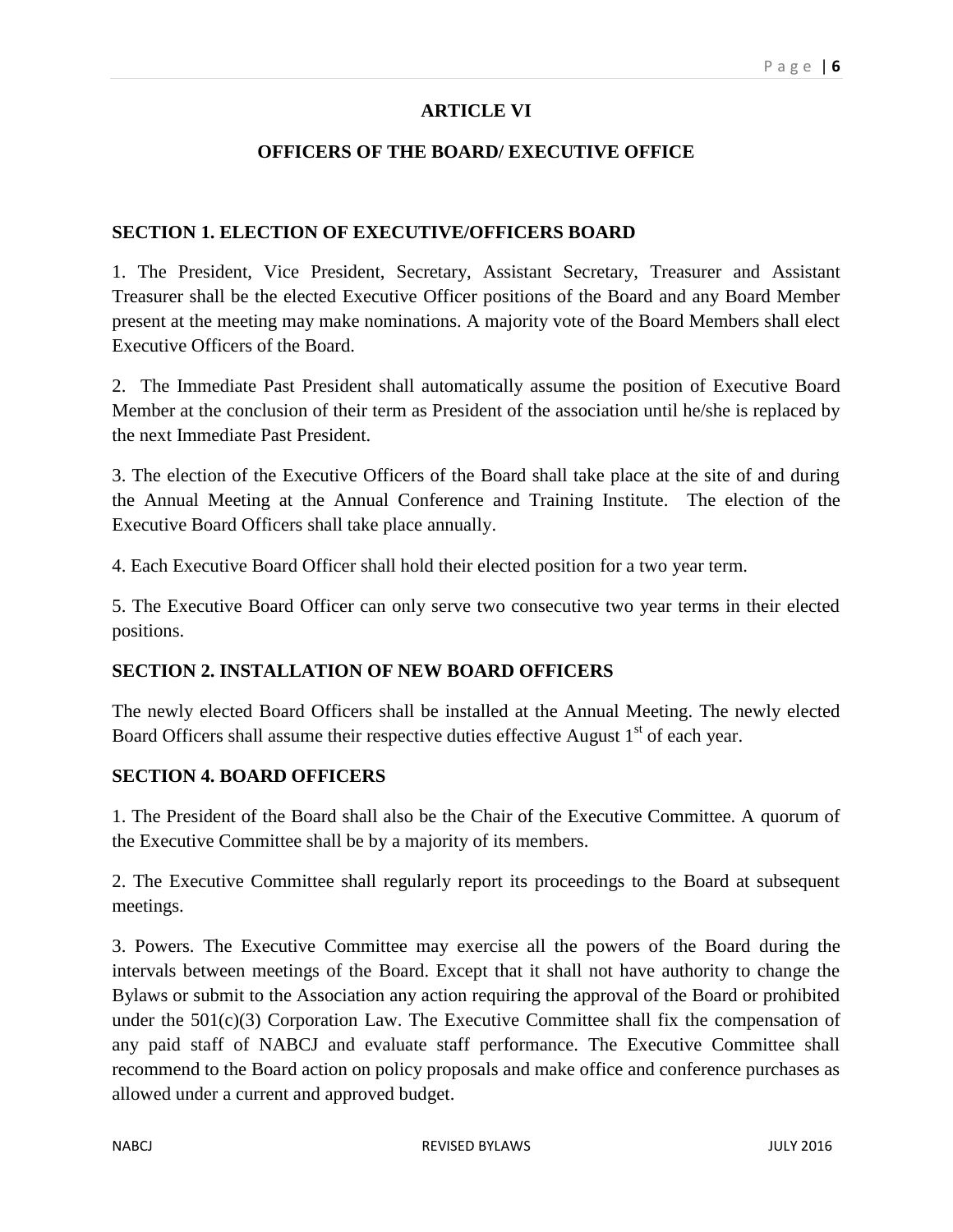## ARTICLE VI

## OFFICERS OF THE BOARD/ EXECUTIVE OFFICE

### SECTION 1. ELECTION OF EXECUTIVE/OFFICERS BOARD

1. The President, Vice President, Secretary, Assistant Secretary, Treasurer and Assistant Treasurer shall be the elected Executive Officer positions of the Board and any Board Member present at the meeting may make nominations. A majority vote of the Board Members shall elect Executive Officers of the Board.

2. The Immediate Past President shall automatically assume the position of Executive Board Member at the conclusion of their term as President of the association until he/she is replaced by the next Immediate Past President.

3. The election of the Executive Officers of the Board shall take place at the site of and during the Annual Meeting at the Annual Conference and Training Institute. The election of the Executive Board Officers shall take place annually.

4. Each Executive Board Officer shall hold their elected position for a two year term.

5. The Executive Board Officer can only serve two consecutive two year terms in their elected positions.

### SECTION 2. INSTALLATION OF NEW BOARD OFFICERS

The newly elected Board Officers shall be installed at the Annual Meeting. The newly elected Board Officers shall assume their respective duties effective August 1st of each year.

### SECTION 4. BOARD OFFICERS

1. The President of the Board shall also be the Chair of the Executive Committee. A quorum of the Executive Committee shall be by a majority of its members.

2. The Executive Committee shall regularly report its proceedings to the Board at subsequent meetings.

3. Powers. The Executive Committee may exercise all the powers of the Board during the intervals between meetings of the Board. Except that it shall not have authority to change the Bylaws or submit to the Association any action requiring the approval of the Board or prohibited under the 501(c)(3) Corporation Law. The Executive Committee shall fix the compensation of any paid staff of NABCJ and evaluate staff performance. The Executive Committee shall recommend to the Board action on policy proposals and make office and conference purchases as allowed under a current and approved budget.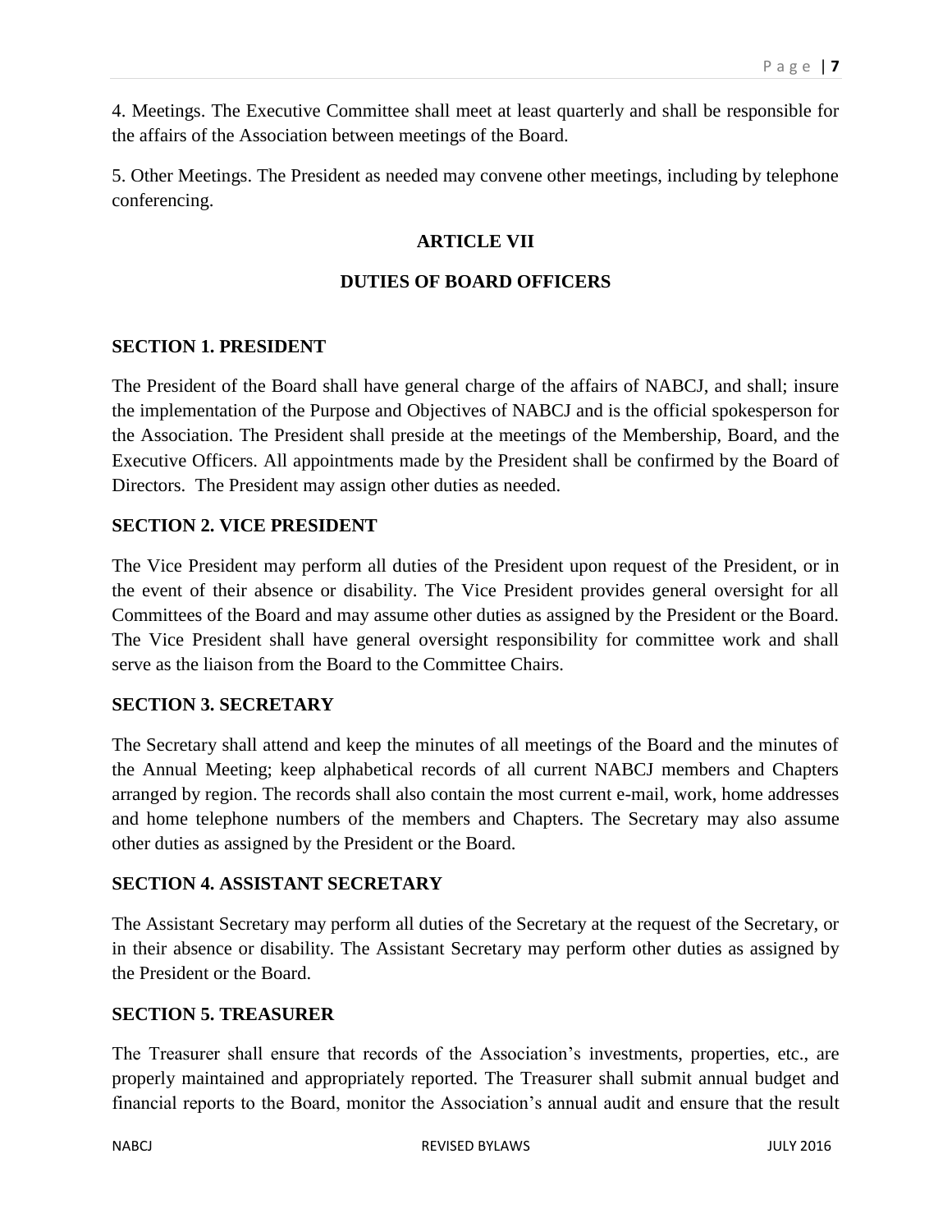4. Meetings. The Executive Committee shall meet at least quarterly and shall be responsible for the affairs of the Association between meetings of the Board.

5. Other Meetings. The President as needed may convene other meetings, including by telephone conferencing.

## ARTICLE VII

## DUTIES OF BOARD OFFICERS

### SECTION 1. PRESIDENT

The President of the Board shall have general charge of the affairs of NABCJ, and shall; insure the implementation of the Purpose and Objectives of NABCJ and is the official spokesperson for the Association. The President shall preside at the meetings of the Membership, Board, and the Executive Officers. All appointments made by the President shall be confirmed by the Board of Directors. The President may assign other duties as needed.

### SECTION 2. VICE PRESIDENT

The Vice President may perform all duties of the President upon request of the President, or in the event of their absence or disability. The Vice President provides general oversight for all Committees of the Board and may assume other duties as assigned by the President or the Board. The Vice President shall have general oversight responsibility for committee work and shall serve as the liaison from the Board to the Committee Chairs.

### SECTION 3. SECRETARY

The Secretary shall attend and keep the minutes of all meetings of the Board and the minutes of the Annual Meeting; keep alphabetical records of all current NABCJ members and Chapters arranged by region. The records shall also contain the most current e-mail, work, home addresses and home telephone numbers of the members and Chapters. The Secretary may also assume other duties as assigned by the President or the Board.

### SECTION 4. ASSISTANT SECRETARY

The Assistant Secretary may perform all duties of the Secretary at the request of the Secretary, or in their absence or disability. The Assistant Secretary may perform other duties as assigned by the President or the Board.

### SECTION 5. TREASURER

The Treasurer shall ensure that records of the Association's investments, properties, etc., are properly maintained and appropriately reported. The Treasurer shall submit annual budget and financial reports to the Board, monitor the Association's annual audit and ensure that the result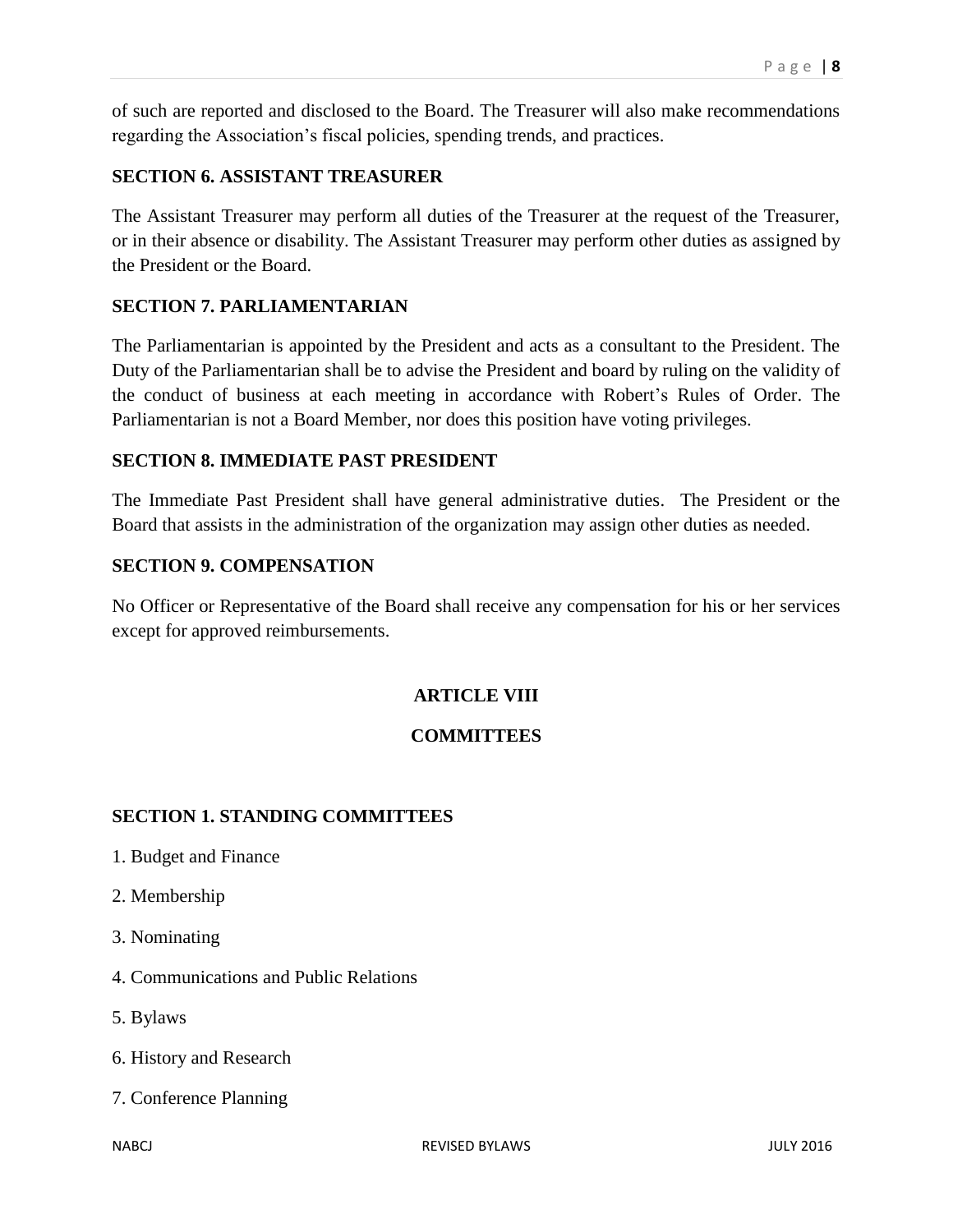of such are reported and disclosed to the Board. The Treasurer will also make recommendations regarding the Association's fiscal policies, spending trends, and practices.

### SECTION 6. ASSISTANT TREASURER

The Assistant Treasurer may perform all duties of the Treasurer at the request of the Treasurer, or in their absence or disability. The Assistant Treasurer may perform other duties as assigned by the President or the Board.

### SECTION 7. PARLIAMENTARIAN

The Parliamentarian is appointed by the President and acts as a consultant to the President. The Duty of the Parliamentarian shall be to advise the President and board by ruling on the validity of the conduct of business at each meeting in accordance with Robert's Rules of Order. The Parliamentarian is not a Board Member, nor does this position have voting privileges.

### SECTION 8. IMMEDIATE PAST PRESIDENT

The Immediate Past President shall have general administrative duties. The President or the Board that assists in the administration of the organization may assign other duties as needed.

### SECTION 9. COMPENSATION

No Officer or Representative of the Board shall receive any compensation for his or her services except for approved reimbursements.

## ARTICLE VIII

## COMMITTEES

### SECTION 1. STANDING COMMITTEES

1. Budget and Finance
2. Membership
3. Nominating
4. Communications and Public Relations
5. Bylaws
6. History and Research
7. Conference Planning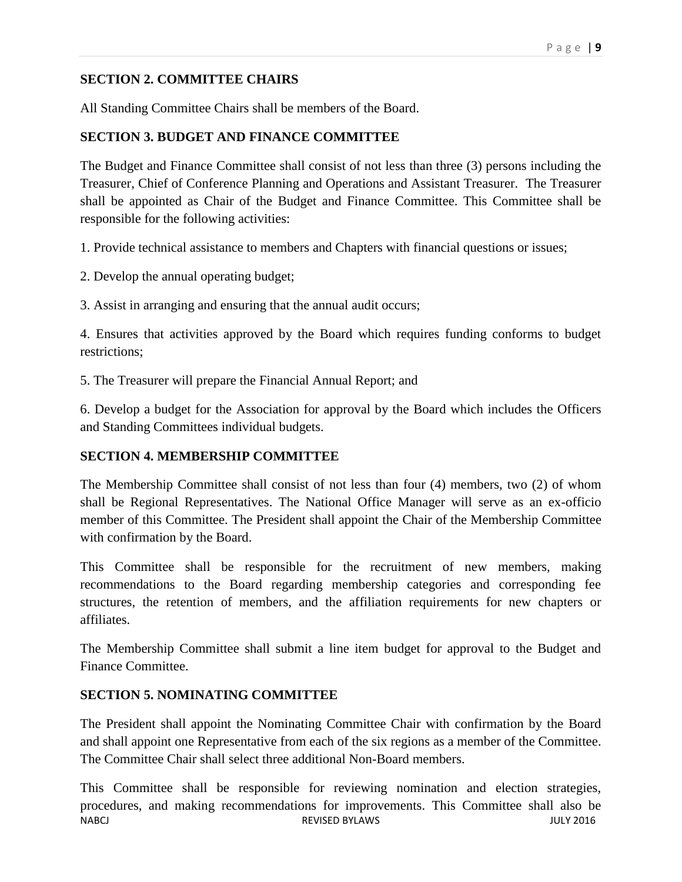## SECTION 2. COMMITTEE CHAIRS

All Standing Committee Chairs shall be members of the Board.

## SECTION 3. BUDGET AND FINANCE COMMITTEE

The Budget and Finance Committee shall consist of not less than three (3) persons including the Treasurer, Chief of Conference Planning and Operations and Assistant Treasurer. The Treasurer shall be appointed as Chair of the Budget and Finance Committee. This Committee shall be responsible for the following activities:

1. Provide technical assistance to members and Chapters with financial questions or issues;

2. Develop the annual operating budget;

3. Assist in arranging and ensuring that the annual audit occurs;

4. Ensures that activities approved by the Board which requires funding conforms to budget restrictions;

5. The Treasurer will prepare the Financial Annual Report; and

6. Develop a budget for the Association for approval by the Board which includes the Officers and Standing Committees individual budgets.

## SECTION 4. MEMBERSHIP COMMITTEE

The Membership Committee shall consist of not less than four (4) members, two (2) of whom shall be Regional Representatives. The National Office Manager will serve as an ex-officio member of this Committee. The President shall appoint the Chair of the Membership Committee with confirmation by the Board.

This Committee shall be responsible for the recruitment of new members, making recommendations to the Board regarding membership categories and corresponding fee structures, the retention of members, and the affiliation requirements for new chapters or affiliates.

The Membership Committee shall submit a line item budget for approval to the Budget and Finance Committee.

## SECTION 5. NOMINATING COMMITTEE

The President shall appoint the Nominating Committee Chair with confirmation by the Board and shall appoint one Representative from each of the six regions as a member of the Committee. The Committee Chair shall select three additional Non-Board members.

This Committee shall be responsible for reviewing nomination and election strategies, procedures, and making recommendations for improvements. This Committee shall also be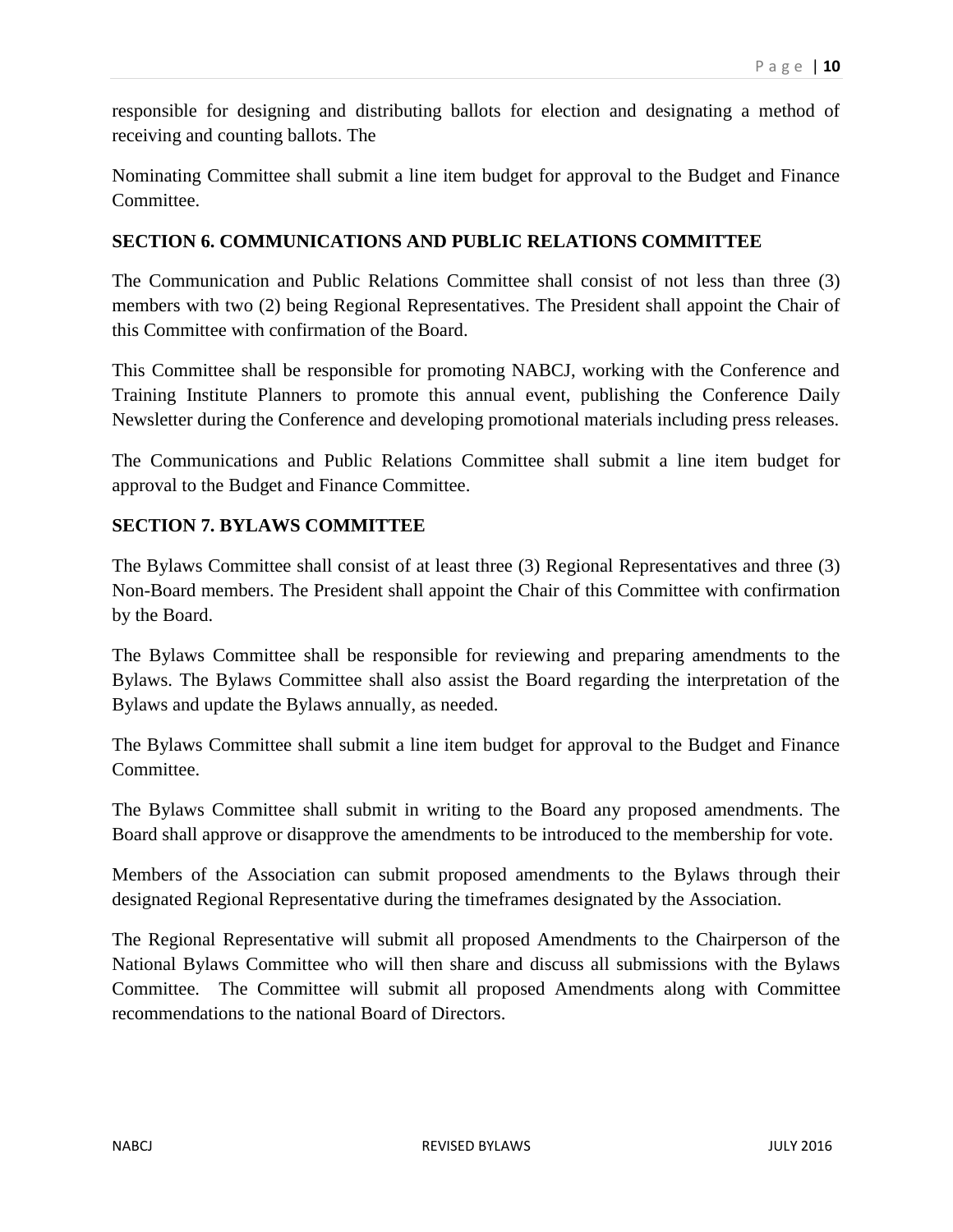responsible for designing and distributing ballots for election and designating a method of receiving and counting ballots. The

Nominating Committee shall submit a line item budget for approval to the Budget and Finance Committee.

### SECTION 6. COMMUNICATIONS AND PUBLIC RELATIONS COMMITTEE

The Communication and Public Relations Committee shall consist of not less than three (3) members with two (2) being Regional Representatives. The President shall appoint the Chair of this Committee with confirmation of the Board.

This Committee shall be responsible for promoting NABCJ, working with the Conference and Training Institute Planners to promote this annual event, publishing the Conference Daily Newsletter during the Conference and developing promotional materials including press releases.

The Communications and Public Relations Committee shall submit a line item budget for approval to the Budget and Finance Committee.

### SECTION 7. BYLAWS COMMITTEE

The Bylaws Committee shall consist of at least three (3) Regional Representatives and three (3) Non-Board members. The President shall appoint the Chair of this Committee with confirmation by the Board.

The Bylaws Committee shall be responsible for reviewing and preparing amendments to the Bylaws. The Bylaws Committee shall also assist the Board regarding the interpretation of the Bylaws and update the Bylaws annually, as needed.

The Bylaws Committee shall submit a line item budget for approval to the Budget and Finance Committee.

The Bylaws Committee shall submit in writing to the Board any proposed amendments. The Board shall approve or disapprove the amendments to be introduced to the membership for vote.

Members of the Association can submit proposed amendments to the Bylaws through their designated Regional Representative during the timeframes designated by the Association.

The Regional Representative will submit all proposed Amendments to the Chairperson of the National Bylaws Committee who will then share and discuss all submissions with the Bylaws Committee. The Committee will submit all proposed Amendments along with Committee recommendations to the national Board of Directors.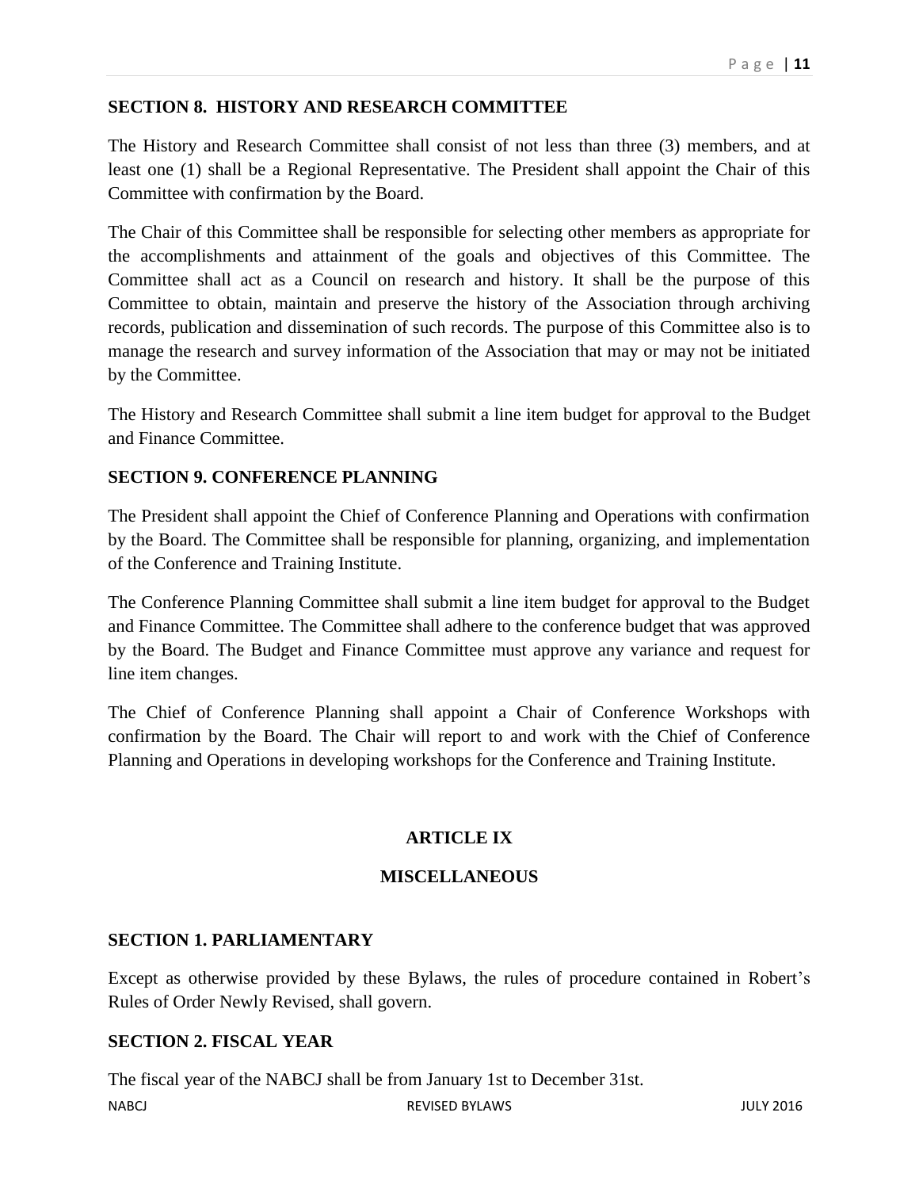### SECTION 8. HISTORY AND RESEARCH COMMITTEE

The History and Research Committee shall consist of not less than three (3) members, and at least one (1) shall be a Regional Representative. The President shall appoint the Chair of this Committee with confirmation by the Board.

The Chair of this Committee shall be responsible for selecting other members as appropriate for the accomplishments and attainment of the goals and objectives of this Committee. The Committee shall act as a Council on research and history. It shall be the purpose of this Committee to obtain, maintain and preserve the history of the Association through archiving records, publication and dissemination of such records. The purpose of this Committee also is to manage the research and survey information of the Association that may or may not be initiated by the Committee.

The History and Research Committee shall submit a line item budget for approval to the Budget and Finance Committee.

### SECTION 9. CONFERENCE PLANNING

The President shall appoint the Chief of Conference Planning and Operations with confirmation by the Board. The Committee shall be responsible for planning, organizing, and implementation of the Conference and Training Institute.

The Conference Planning Committee shall submit a line item budget for approval to the Budget and Finance Committee. The Committee shall adhere to the conference budget that was approved by the Board. The Budget and Finance Committee must approve any variance and request for line item changes.

The Chief of Conference Planning shall appoint a Chair of Conference Workshops with confirmation by the Board. The Chair will report to and work with the Chief of Conference Planning and Operations in developing workshops for the Conference and Training Institute.

## ARTICLE IX

## MISCELLANEOUS

### SECTION 1. PARLIAMENTARY

Except as otherwise provided by these Bylaws, the rules of procedure contained in Robert's Rules of Order Newly Revised, shall govern.

### SECTION 2. FISCAL YEAR

The fiscal year of the NABCJ shall be from January 1st to December 31st.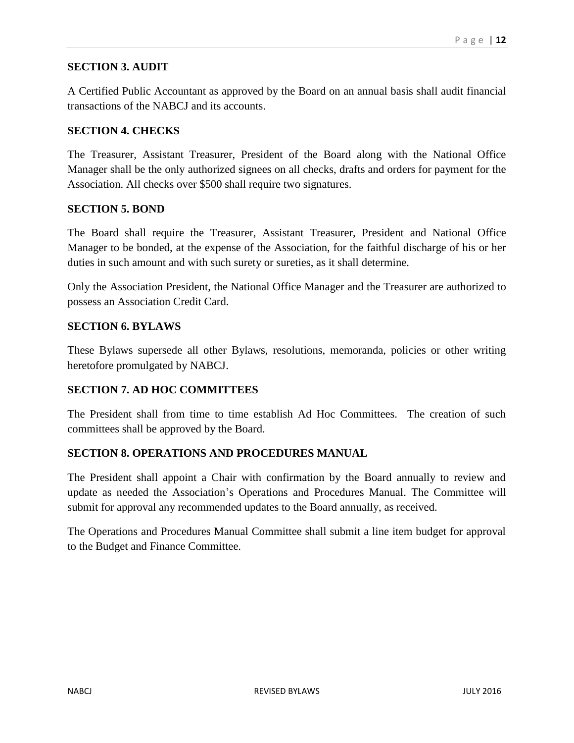**SECTION 3. AUDIT**

A Certified Public Accountant as approved by the Board on an annual basis shall audit financial transactions of the NABCJ and its accounts.

**SECTION 4. CHECKS**

The Treasurer, Assistant Treasurer, President of the Board along with the National Office Manager shall be the only authorized signees on all checks, drafts and orders for payment for the Association. All checks over $500 shall require two signatures.

**SECTION 5. BOND**

The Board shall require the Treasurer, Assistant Treasurer, President and National Office Manager to be bonded, at the expense of the Association, for the faithful discharge of his or her duties in such amount and with such surety or sureties, as it shall determine.

Only the Association President, the National Office Manager and the Treasurer are authorized to possess an Association Credit Card.

**SECTION 6. BYLAWS**

These Bylaws supersede all other Bylaws, resolutions, memoranda, policies or other writing heretofore promulgated by NABCJ.

**SECTION 7. AD HOC COMMITTEES**

The President shall from time to time establish Ad Hoc Committees. The creation of such committees shall be approved by the Board.

**SECTION 8. OPERATIONS AND PROCEDURES MANUAL**

The President shall appoint a Chair with confirmation by the Board annually to review and update as needed the Association's Operations and Procedures Manual. The Committee will submit for approval any recommended updates to the Board annually, as received.

The Operations and Procedures Manual Committee shall submit a line item budget for approval to the Budget and Finance Committee.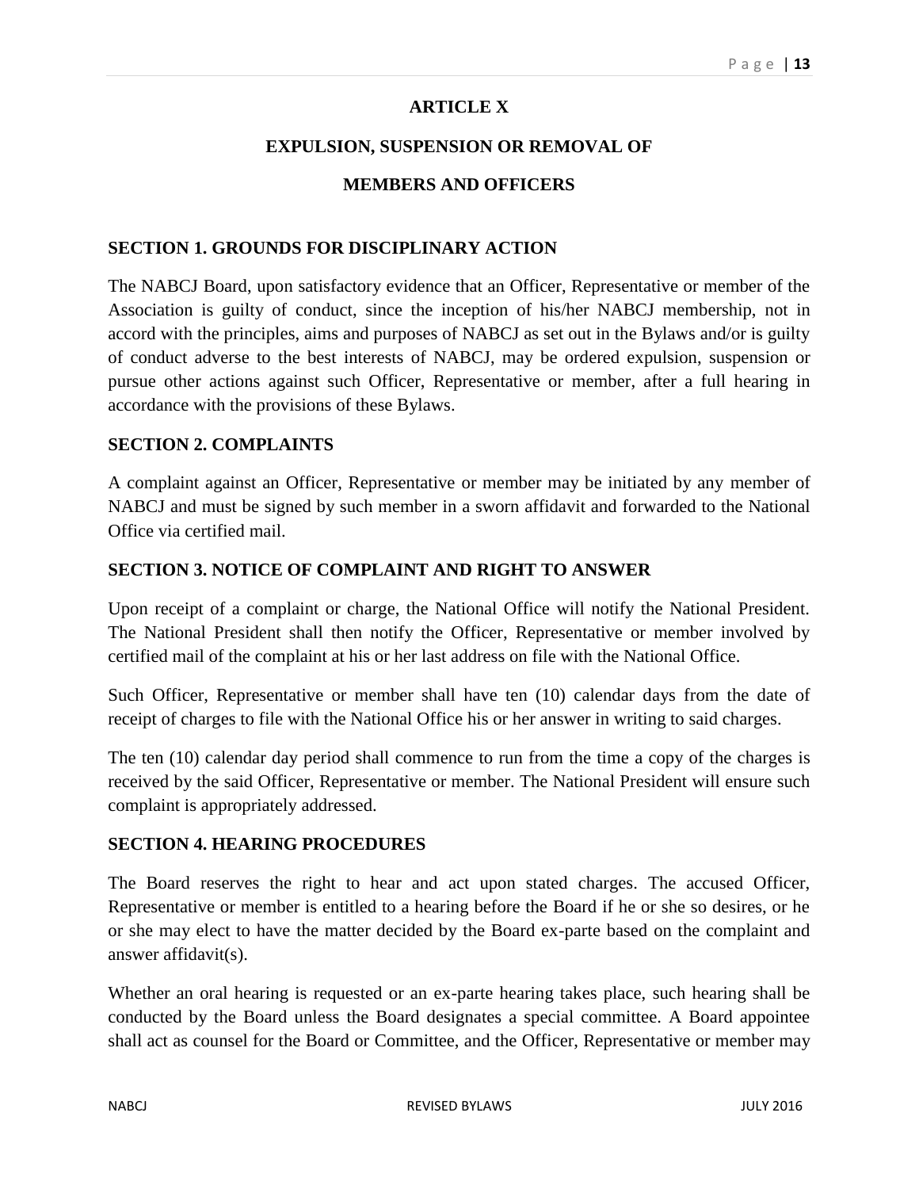# ARTICLE X

## EXPULSION, SUSPENSION OR REMOVAL OF MEMBERS AND OFFICERS

### SECTION 1. GROUNDS FOR DISCIPLINARY ACTION

The NABCJ Board, upon satisfactory evidence that an Officer, Representative or member of the Association is guilty of conduct, since the inception of his/her NABCJ membership, not in accord with the principles, aims and purposes of NABCJ as set out in the Bylaws and/or is guilty of conduct adverse to the best interests of NABCJ, may be ordered expulsion, suspension or pursue other actions against such Officer, Representative or member, after a full hearing in accordance with the provisions of these Bylaws.

### SECTION 2. COMPLAINTS

A complaint against an Officer, Representative or member may be initiated by any member of NABCJ and must be signed by such member in a sworn affidavit and forwarded to the National Office via certified mail.

### SECTION 3. NOTICE OF COMPLAINT AND RIGHT TO ANSWER

Upon receipt of a complaint or charge, the National Office will notify the National President. The National President shall then notify the Officer, Representative or member involved by certified mail of the complaint at his or her last address on file with the National Office.

Such Officer, Representative or member shall have ten (10) calendar days from the date of receipt of charges to file with the National Office his or her answer in writing to said charges.

The ten (10) calendar day period shall commence to run from the time a copy of the charges is received by the said Officer, Representative or member. The National President will ensure such complaint is appropriately addressed.

### SECTION 4. HEARING PROCEDURES

The Board reserves the right to hear and act upon stated charges. The accused Officer, Representative or member is entitled to a hearing before the Board if he or she so desires, or he or she may elect to have the matter decided by the Board ex-parte based on the complaint and answer affidavit(s).

Whether an oral hearing is requested or an ex-parte hearing takes place, such hearing shall be conducted by the Board unless the Board designates a special committee. A Board appointee shall act as counsel for the Board or Committee, and the Officer, Representative or member may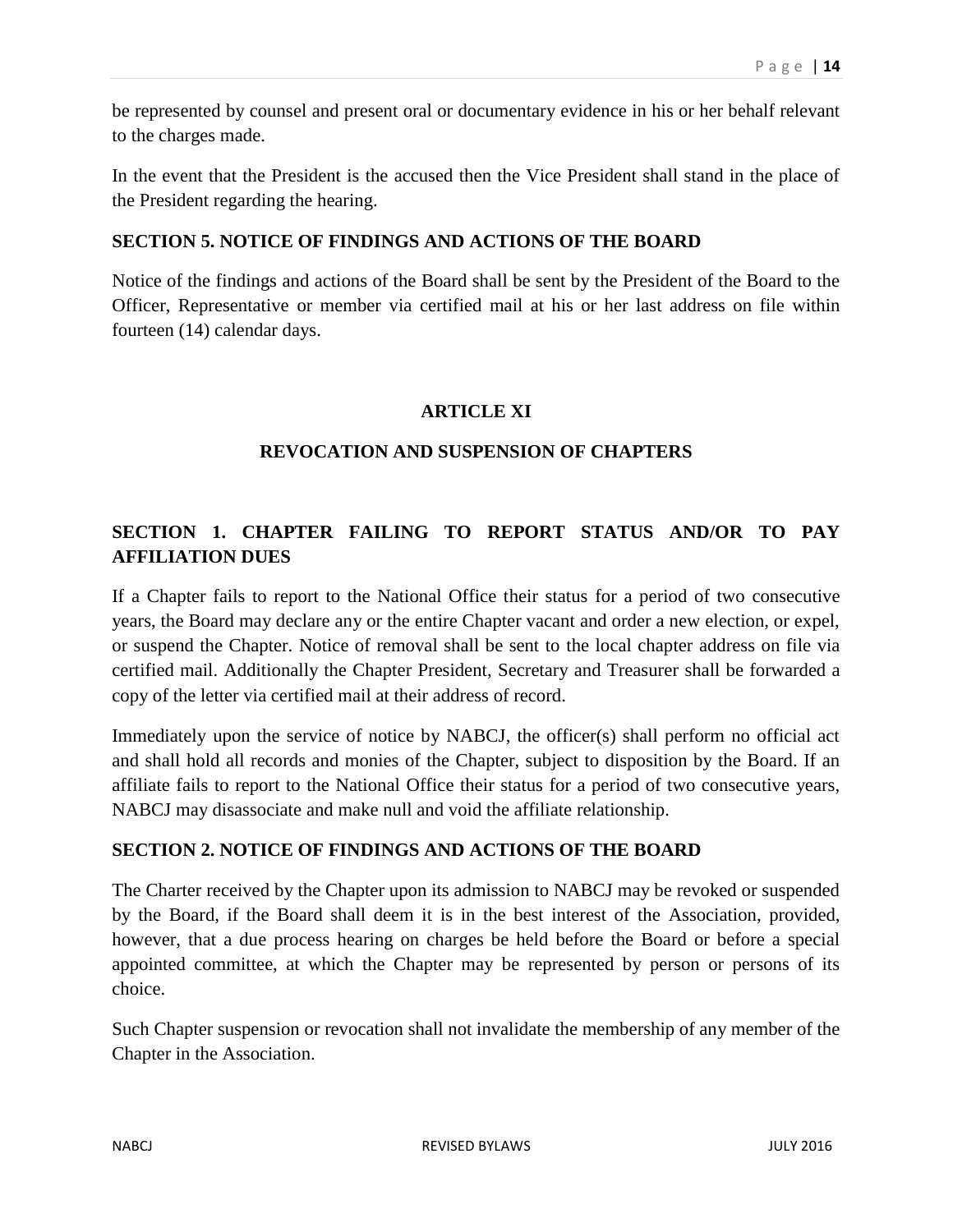be represented by counsel and present oral or documentary evidence in his or her behalf relevant to the charges made.

In the event that the President is the accused then the Vice President shall stand in the place of the President regarding the hearing.

### SECTION 5. NOTICE OF FINDINGS AND ACTIONS OF THE BOARD

Notice of the findings and actions of the Board shall be sent by the President of the Board to the Officer, Representative or member via certified mail at his or her last address on file within fourteen (14) calendar days.

## ARTICLE XI

## REVOCATION AND SUSPENSION OF CHAPTERS

### SECTION 1. CHAPTER FAILING TO REPORT STATUS AND/OR TO PAY AFFILIATION DUES

If a Chapter fails to report to the National Office their status for a period of two consecutive years, the Board may declare any or the entire Chapter vacant and order a new election, or expel, or suspend the Chapter. Notice of removal shall be sent to the local chapter address on file via certified mail. Additionally the Chapter President, Secretary and Treasurer shall be forwarded a copy of the letter via certified mail at their address of record.

Immediately upon the service of notice by NABCJ, the officer(s) shall perform no official act and shall hold all records and monies of the Chapter, subject to disposition by the Board. If an affiliate fails to report to the National Office their status for a period of two consecutive years, NABCJ may disassociate and make null and void the affiliate relationship.

### SECTION 2. NOTICE OF FINDINGS AND ACTIONS OF THE BOARD

The Charter received by the Chapter upon its admission to NABCJ may be revoked or suspended by the Board, if the Board shall deem it is in the best interest of the Association, provided, however, that a due process hearing on charges be held before the Board or before a special appointed committee, at which the Chapter may be represented by person or persons of its choice.

Such Chapter suspension or revocation shall not invalidate the membership of any member of the Chapter in the Association.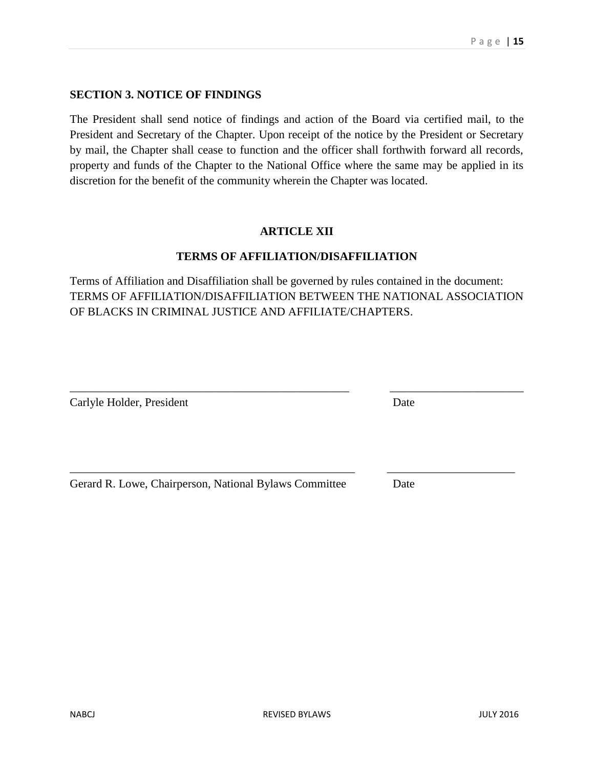**SECTION 3. NOTICE OF FINDINGS**

The President shall send notice of findings and action of the Board via certified mail, to the President and Secretary of the Chapter. Upon receipt of the notice by the President or Secretary by mail, the Chapter shall cease to function and the officer shall forthwith forward all records, property and funds of the Chapter to the National Office where the same may be applied in its discretion for the benefit of the community wherein the Chapter was located.

## ARTICLE XII

## TERMS OF AFFILIATION/DISAFFILIATION

Terms of Affiliation and Disaffiliation shall be governed by rules contained in the document: TERMS OF AFFILIATION/DISAFFILIATION BETWEEN THE NATIONAL ASSOCIATION OF BLACKS IN CRIMINAL JUSTICE AND AFFILIATE/CHAPTERS.

_________________________________________________ _______________________

Carlyle Holder, President Date

_________________________________________________ _____________________

Gerard R. Lowe, Chairperson, National Bylaws Committee Date